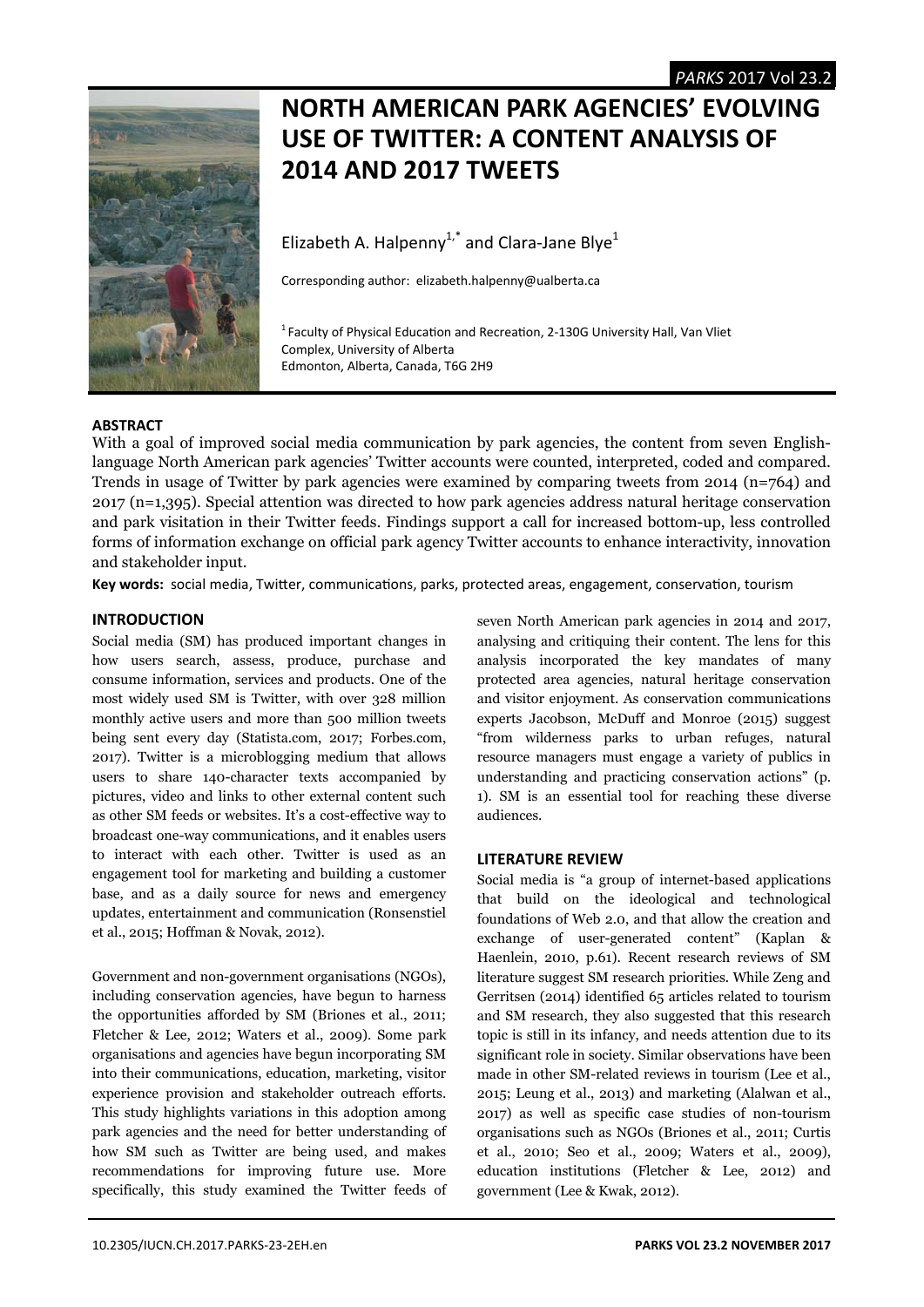# NORTH AMERICAN PARK AGENCIES' EVOLVING USE OF TWITTER: A CONTENT ANALYSIS OF 2014 AND 2017 TWEETS

Elizabeth A. Halpenny[1,*] and Clara-Jane Blye[1]

Corresponding author: elizabeth.halpenny@ualberta.ca

[1] Faculty of Physical Education and Recreation, 2-130G University Hall, Van Vliet Complex, University of Alberta
Edmonton, Alberta, Canada, T6G 2H9

## ABSTRACT

With a goal of improved social media communication by park agencies, the content from seven English-language North American park agencies' Twitter accounts were counted, interpreted, coded and compared. Trends in usage of Twitter by park agencies were examined by comparing tweets from 2014 (n=764) and 2017 (n=1,395). Special attention was directed to how park agencies address natural heritage conservation and park visitation in their Twitter feeds. Findings support a call for increased bottom-up, less controlled forms of information exchange on official park agency Twitter accounts to enhance interactivity, innovation and stakeholder input.

**Key words:** social media, Twitter, communications, parks, protected areas, engagement, conservation, tourism

## INTRODUCTION

Social media (SM) has produced important changes in how users search, assess, produce, purchase and consume information, services and products. One of the most widely used SM is Twitter, with over 328 million monthly active users and more than 500 million tweets being sent every day (Statista.com, 2017; Forbes.com, 2017). Twitter is a microblogging medium that allows users to share 140-character texts accompanied by pictures, video and links to other external content such as other SM feeds or websites. It's a cost-effective way to broadcast one-way communications, and it enables users to interact with each other. Twitter is used as an engagement tool for marketing and building a customer base, and as a daily source for news and emergency updates, entertainment and communication (Ronsenstiel et al., 2015; Hoffman & Novak, 2012).

Government and non-government organisations (NGOs), including conservation agencies, have begun to harness the opportunities afforded by SM (Briones et al., 2011; Fletcher & Lee, 2012; Waters et al., 2009). Some park organisations and agencies have begun incorporating SM into their communications, education, marketing, visitor experience provision and stakeholder outreach efforts. This study highlights variations in this adoption among park agencies and the need for better understanding of how SM such as Twitter are being used, and makes recommendations for improving future use. More specifically, this study examined the Twitter feeds of seven North American park agencies in 2014 and 2017, analysing and critiquing their content. The lens for this analysis incorporated the key mandates of many protected area agencies, natural heritage conservation and visitor enjoyment. As conservation communications experts Jacobson, McDuff and Monroe (2015) suggest "from wilderness parks to urban refuges, natural resource managers must engage a variety of publics in understanding and practicing conservation actions" (p. 1). SM is an essential tool for reaching these diverse audiences.

## LITERATURE REVIEW

Social media is "a group of internet-based applications that build on the ideological and technological foundations of Web 2.0, and that allow the creation and exchange of user-generated content" (Kaplan & Haenlein, 2010, p.61). Recent research reviews of SM literature suggest SM research priorities. While Zeng and Gerritsen (2014) identified 65 articles related to tourism and SM research, they also suggested that this research topic is still in its infancy, and needs attention due to its significant role in society. Similar observations have been made in other SM-related reviews in tourism (Lee et al., 2015; Leung et al., 2013) and marketing (Alalwan et al., 2017) as well as specific case studies of non-tourism organisations such as NGOs (Briones et al., 2011; Curtis et al., 2010; Seo et al., 2009; Waters et al., 2009), education institutions (Fletcher & Lee, 2012) and government (Lee & Kwak, 2012).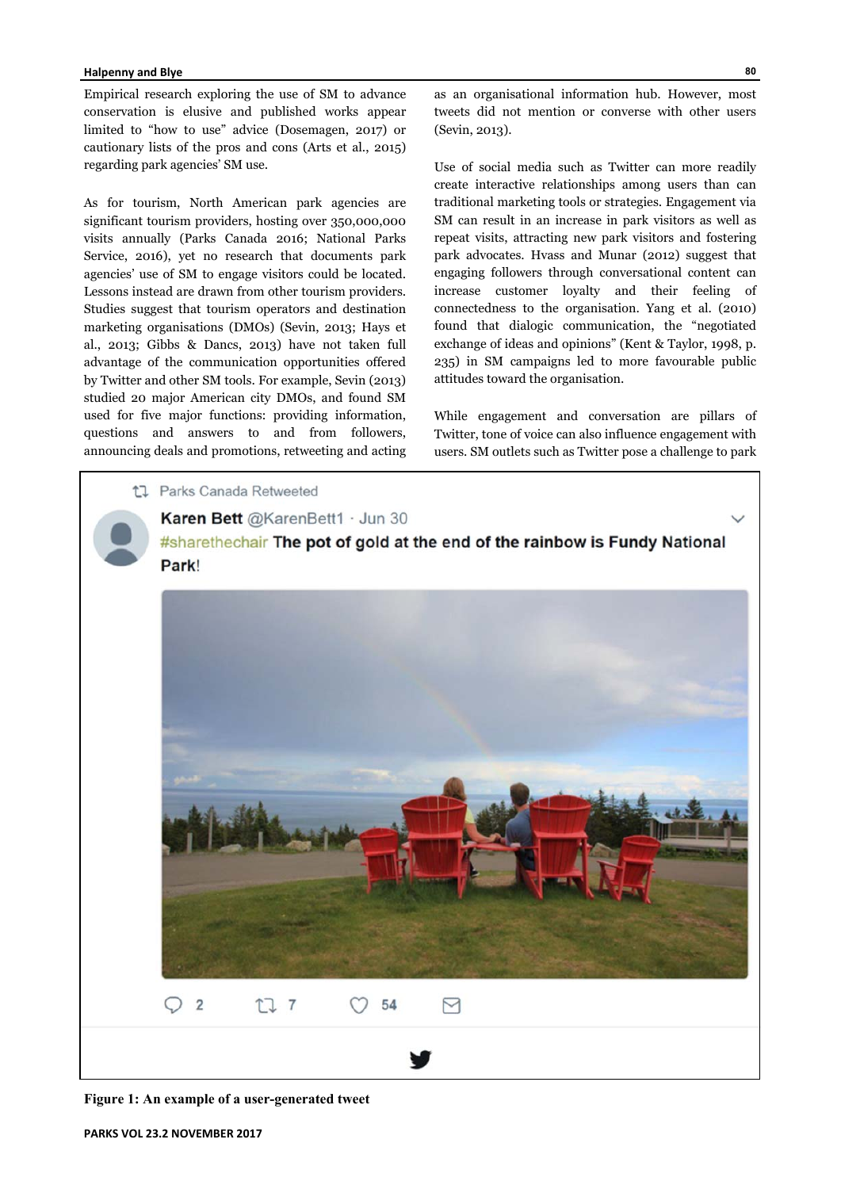Empirical research exploring the use of SM to advance conservation is elusive and published works appear limited to "how to use" advice (Dosemagen, 2017) or cautionary lists of the pros and cons (Arts et al., 2015) regarding park agencies' SM use.

As for tourism, North American park agencies are significant tourism providers, hosting over 350,000,000 visits annually (Parks Canada 2016; National Parks Service, 2016), yet no research that documents park agencies' use of SM to engage visitors could be located. Lessons instead are drawn from other tourism providers. Studies suggest that tourism operators and destination marketing organisations (DMOs) (Sevin, 2013; Hays et al., 2013; Gibbs & Dancs, 2013) have not taken full advantage of the communication opportunities offered by Twitter and other SM tools. For example, Sevin (2013) studied 20 major American city DMOs, and found SM used for five major functions: providing information, questions and answers to and from followers, announcing deals and promotions, retweeting and acting as an organisational information hub. However, most tweets did not mention or converse with other users (Sevin, 2013).

Use of social media such as Twitter can more readily create interactive relationships among users than can traditional marketing tools or strategies. Engagement via SM can result in an increase in park visitors as well as repeat visits, attracting new park visitors and fostering park advocates. Hvass and Munar (2012) suggest that engaging followers through conversational content can increase customer loyalty and their feeling of connectedness to the organisation. Yang et al. (2010) found that dialogic communication, the "negotiated exchange of ideas and opinions" (Kent & Taylor, 1998, p. 235) in SM campaigns led to more favourable public attitudes toward the organisation.

While engagement and conversation are pillars of Twitter, tone of voice can also influence engagement with users. SM outlets such as Twitter pose a challenge to park

Parks Canada Retweeted

**Karen Bett** @KarenBett1 · Jun 30

#sharethechair **The pot of gold at the end of the rainbow is Fundy National Park!**

2 7 54

**Figure 1: An example of a user-generated tweet**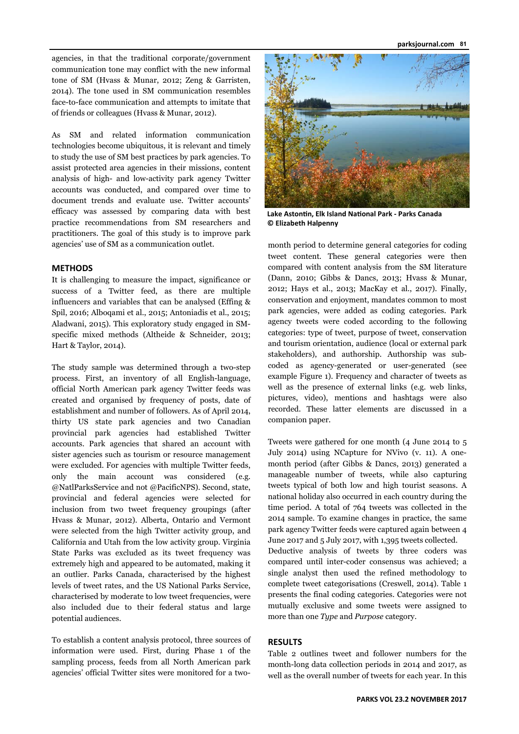agencies, in that the traditional corporate/government communication tone may conflict with the new informal tone of SM (Hvass & Munar, 2012; Zeng & Garristen, 2014). The tone used in SM communication resembles face-to-face communication and attempts to imitate that of friends or colleagues (Hvass & Munar, 2012).

As SM and related information communication technologies become ubiquitous, it is relevant and timely to study the use of SM best practices by park agencies. To assist protected area agencies in their missions, content analysis of high- and low-activity park agency Twitter accounts was conducted, and compared over time to document trends and evaluate use. Twitter accounts' efficacy was assessed by comparing data with best practice recommendations from SM researchers and practitioners. The goal of this study is to improve park agencies' use of SM as a communication outlet.

## METHODS

It is challenging to measure the impact, significance or success of a Twitter feed, as there are multiple influencers and variables that can be analysed (Effing & Spil, 2016; Alboqami et al., 2015; Antoniadis et al., 2015; Aladwani, 2015). This exploratory study engaged in SM-specific mixed methods (Altheide & Schneider, 2013; Hart & Taylor, 2014).

The study sample was determined through a two-step process. First, an inventory of all English-language, official North American park agency Twitter feeds was created and organised by frequency of posts, date of establishment and number of followers. As of April 2014, thirty US state park agencies and two Canadian provincial park agencies had established Twitter accounts. Park agencies that shared an account with sister agencies such as tourism or resource management were excluded. For agencies with multiple Twitter feeds, only the main account was considered (e.g. @NatlParksService and not @PacificNPS). Second, state, provincial and federal agencies were selected for inclusion from two tweet frequency groupings (after Hvass & Munar, 2012). Alberta, Ontario and Vermont were selected from the high Twitter activity group, and California and Utah from the low activity group. Virginia State Parks was excluded as its tweet frequency was extremely high and appeared to be automated, making it an outlier. Parks Canada, characterised by the highest levels of tweet rates, and the US National Parks Service, characterised by moderate to low tweet frequencies, were also included due to their federal status and large potential audiences.

To establish a content analysis protocol, three sources of information were used. First, during Phase 1 of the sampling process, feeds from all North American park agencies' official Twitter sites were monitored for a two-month period to determine general categories for coding tweet content. These general categories were then compared with content analysis from the SM literature (Dann, 2010; Gibbs & Dancs, 2013; Hvass & Munar, 2012; Hays et al., 2013; MacKay et al., 2017). Finally, conservation and enjoyment, mandates common to most park agencies, were added as coding categories. Park agency tweets were coded according to the following categories: type of tweet, purpose of tweet, conservation and tourism orientation, audience (local or external park stakeholders), and authorship. Authorship was sub-coded as agency-generated or user-generated (see example Figure 1). Frequency and character of tweets as well as the presence of external links (e.g. web links, pictures, video), mentions and hashtags were also recorded. These latter elements are discussed in a companion paper.

**Lake Astontin, Elk Island National Park - Parks Canada © Elizabeth Halpenny**

Tweets were gathered for one month (4 June 2014 to 5 July 2014) using NCapture for NVivo (v. 11). A one-month period (after Gibbs & Dancs, 2013) generated a manageable number of tweets, while also capturing tweets typical of both low and high tourist seasons. A national holiday also occurred in each country during the time period. A total of 764 tweets was collected in the 2014 sample. To examine changes in practice, the same park agency Twitter feeds were captured again between 4 June 2017 and 5 July 2017, with 1,395 tweets collected.

Deductive analysis of tweets by three coders was compared until inter-coder consensus was achieved; a single analyst then used the refined methodology to complete tweet categorisations (Creswell, 2014). Table 1 presents the final coding categories. Categories were not mutually exclusive and some tweets were assigned to more than one *Type* and *Purpose* category.

## RESULTS

Table 2 outlines tweet and follower numbers for the month-long data collection periods in 2014 and 2017, as well as the overall number of tweets for each year. In this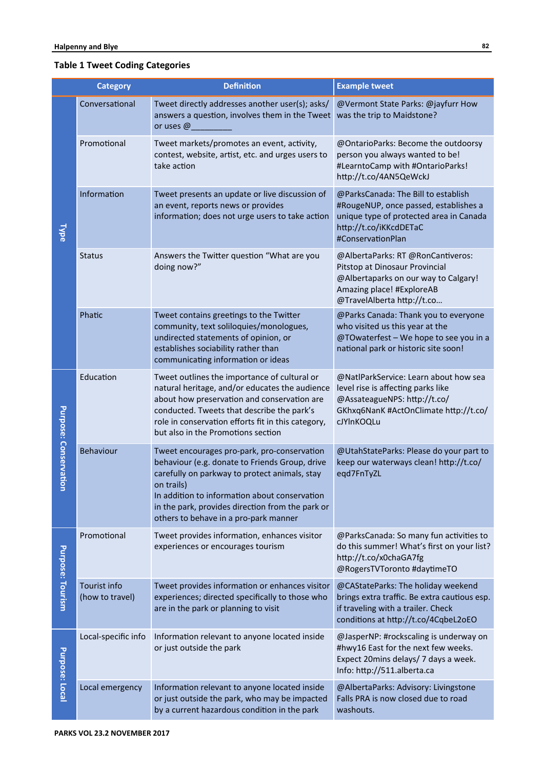**Table 1 Tweet Coding Categories**

| | Category | Definition | Example tweet |
|---|---|---|---|
| Type | Conversational | Tweet directly addresses another user(s); asks/ answers a question, involves them in the Tweet or uses @________ | @Vermont State Parks: @jayfurr How was the trip to Maidstone? |
| | Promotional | Tweet markets/promotes an event, activity, contest, website, artist, etc. and urges users to take action | @OntarioParks: Become the outdoorsy person you always wanted to be! #LearntoCamp with #OntarioParks! http://t.co/4AN5QeWckJ |
| | Information | Tweet presents an update or live discussion of an event, reports news or provides information; does not urge users to take action | @ParksCanada: The Bill to establish #RougeNUP, once passed, establishes a unique type of protected area in Canada http://t.co/iKKcdDETaC #ConservationPlan |
| | Status | Answers the Twitter question "What are you doing now?" | @AlbertaParks: RT @RonCantiveros: Pitstop at Dinosaur Provincial @Albertaparks on our way to Calgary! Amazing place! #ExploreAB @TravelAlberta http://t.co… |
| | Phatic | Tweet contains greetings to the Twitter community, text soliloquies/monologues, undirected statements of opinion, or establishes sociability rather than communicating information or ideas | @Parks Canada: Thank you to everyone who visited us this year at the @TOwaterfest – We hope to see you in a national park or historic site soon! |
| Purpose: Conservation | Education | Tweet outlines the importance of cultural or natural heritage, and/or educates the audience about how preservation and conservation are conducted. Tweets that describe the park's role in conservation efforts fit in this category, but also in the Promotions section | @NatlParkService: Learn about how sea level rise is affecting parks like @AssateagueNPS: http://t.co/ GKhxq6NanK #ActOnClimate http://t.co/ cJYlnKOQLu |
| | Behaviour | Tweet encourages pro-park, pro-conservation behaviour (e.g. donate to Friends Group, drive carefully on parkway to protect animals, stay on trails)<br>In addition to information about conservation in the park, provides direction from the park or others to behave in a pro-park manner | @UtahStateParks: Please do your part to keep our waterways clean! http://t.co/ eqd7FnTyZL |
| Purpose: Tourism | Promotional | Tweet provides information, enhances visitor experiences or encourages tourism | @ParksCanada: So many fun activities to do this summer! What's first on your list? http://t.co/x0chaGA7fg @RogersTVToronto #daytimeTO |
| | Tourist info (how to travel) | Tweet provides information or enhances visitor experiences; directed specifically to those who are in the park or planning to visit | @CAStateParks: The holiday weekend brings extra traffic. Be extra cautious esp. if traveling with a trailer. Check conditions at http://t.co/4CqbeL2oEO |
| Purpose: Local | Local-specific info | Information relevant to anyone located inside or just outside the park | @JasperNP: #rockscaling is underway on #hwy16 East for the next few weeks. Expect 20mins delays/ 7 days a week. Info: http://511.alberta.ca |
| | Local emergency | Information relevant to anyone located inside or just outside the park, who may be impacted by a current hazardous condition in the park | @AlbertaParks: Advisory: Livingstone Falls PRA is now closed due to road washouts. |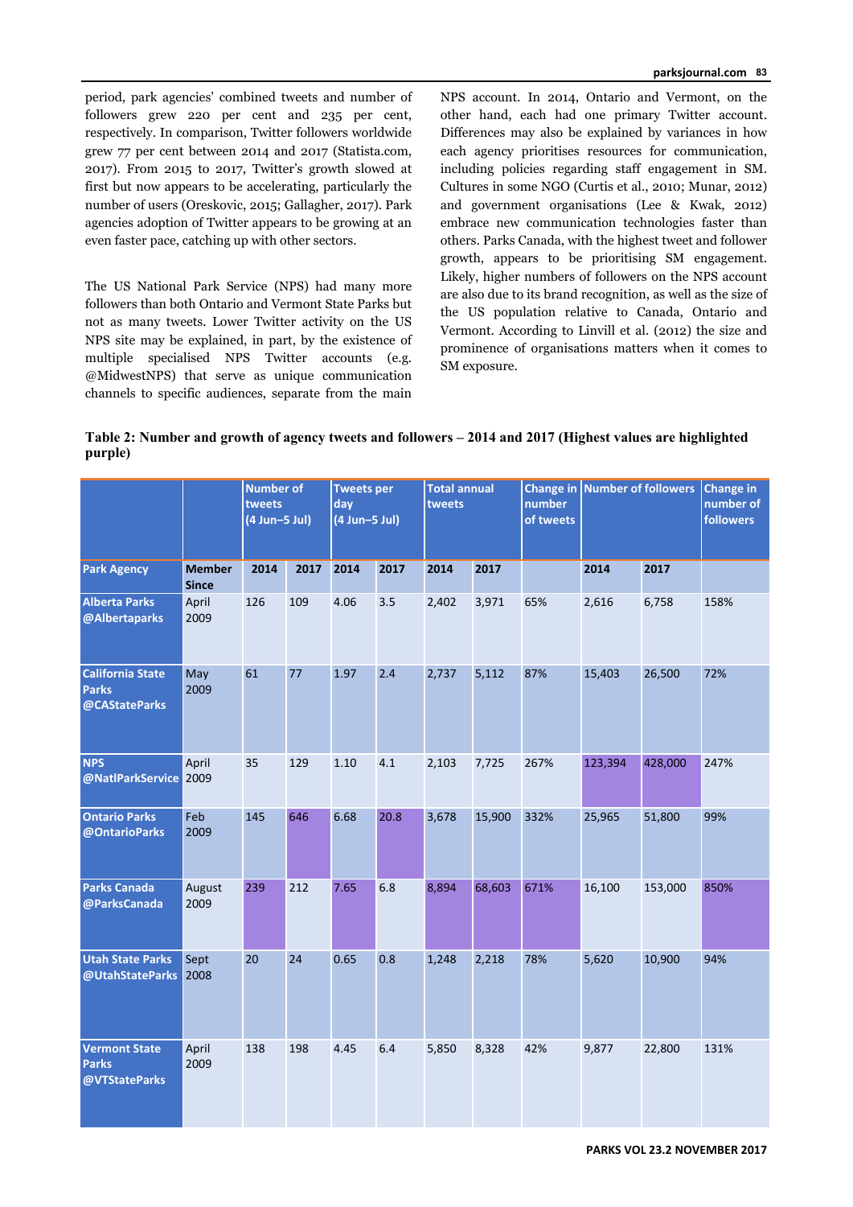period, park agencies' combined tweets and number of followers grew 220 per cent and 235 per cent, respectively. In comparison, Twitter followers worldwide grew 77 per cent between 2014 and 2017 (Statista.com, 2017). From 2015 to 2017, Twitter's growth slowed at first but now appears to be accelerating, particularly the number of users (Oreskovic, 2015; Gallagher, 2017). Park agencies adoption of Twitter appears to be growing at an even faster pace, catching up with other sectors.

The US National Park Service (NPS) had many more followers than both Ontario and Vermont State Parks but not as many tweets. Lower Twitter activity on the US NPS site may be explained, in part, by the existence of multiple specialised NPS Twitter accounts (e.g. @MidwestNPS) that serve as unique communication channels to specific audiences, separate from the main NPS account. In 2014, Ontario and Vermont, on the other hand, each had one primary Twitter account. Differences may also be explained by variances in how each agency prioritises resources for communication, including policies regarding staff engagement in SM. Cultures in some NGO (Curtis et al., 2010; Munar, 2012) and government organisations (Lee & Kwak, 2012) embrace new communication technologies faster than others. Parks Canada, with the highest tweet and follower growth, appears to be prioritising SM engagement. Likely, higher numbers of followers on the NPS account are also due to its brand recognition, as well as the size of the US population relative to Canada, Ontario and Vermont. According to Linvill et al. (2012) the size and prominence of organisations matters when it comes to SM exposure.

**Table 2: Number and growth of agency tweets and followers – 2014 and 2017 (Highest values are highlighted purple)**

| | | Number of tweets (4 Jun–5 Jul) | | Tweets per day (4 Jun–5 Jul) | | Total annual tweets | | Change in number of tweets | Number of followers | | Change in number of followers |
|---|---|---|---|---|---|---|---|---|---|---|---|
| **Park Agency** | **Member Since** | **2014** | **2017** | **2014** | **2017** | **2014** | **2017** | | **2014** | **2017** | |
| **Alberta Parks @Albertaparks** | April 2009 | 126 | 109 | 4.06 | 3.5 | 2,402 | 3,971 | 65% | 2,616 | 6,758 | 158% |
| **California State Parks @CAStateParks** | May 2009 | 61 | 77 | 1.97 | 2.4 | 2,737 | 5,112 | 87% | 15,403 | 26,500 | 72% |
| **NPS @NatlParkService** | April 2009 | 35 | 129 | 1.10 | 4.1 | 2,103 | 7,725 | 267% | 123,394 | 428,000 | 247% |
| **Ontario Parks @OntarioParks** | Feb 2009 | 145 | 646 | 6.68 | 20.8 | 3,678 | 15,900 | 332% | 25,965 | 51,800 | 99% |
| **Parks Canada @ParksCanada** | August 2009 | 239 | 212 | 7.65 | 6.8 | 8,894 | 68,603 | 671% | 16,100 | 153,000 | 850% |
| **Utah State Parks @UtahStateParks** | Sept 2008 | 20 | 24 | 0.65 | 0.8 | 1,248 | 2,218 | 78% | 5,620 | 10,900 | 94% |
| **Vermont State Parks @VTStateParks** | April 2009 | 138 | 198 | 4.45 | 6.4 | 5,850 | 8,328 | 42% | 9,877 | 22,800 | 131% |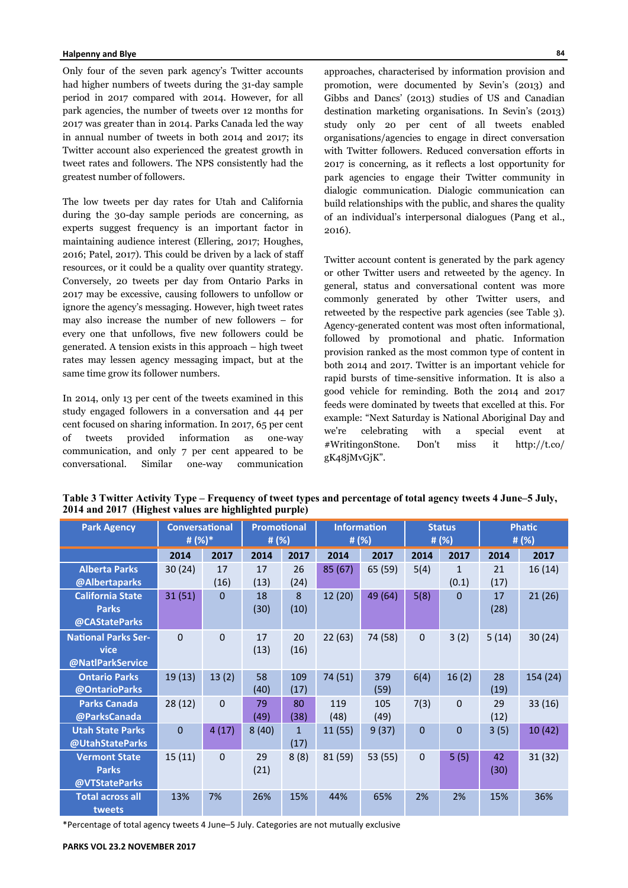Only four of the seven park agency's Twitter accounts had higher numbers of tweets during the 31-day sample period in 2017 compared with 2014. However, for all park agencies, the number of tweets over 12 months for 2017 was greater than in 2014. Parks Canada led the way in annual number of tweets in both 2014 and 2017; its Twitter account also experienced the greatest growth in tweet rates and followers. The NPS consistently had the greatest number of followers.

The low tweets per day rates for Utah and California during the 30-day sample periods are concerning, as experts suggest frequency is an important factor in maintaining audience interest (Ellering, 2017; Houghes, 2016; Patel, 2017). This could be driven by a lack of staff resources, or it could be a quality over quantity strategy. Conversely, 20 tweets per day from Ontario Parks in 2017 may be excessive, causing followers to unfollow or ignore the agency's messaging. However, high tweet rates may also increase the number of new followers – for every one that unfollows, five new followers could be generated. A tension exists in this approach – high tweet rates may lessen agency messaging impact, but at the same time grow its follower numbers.

In 2014, only 13 per cent of the tweets examined in this study engaged followers in a conversation and 44 per cent focused on sharing information. In 2017, 65 per cent of tweets provided information as one-way communication, and only 7 per cent appeared to be conversational. Similar one-way communication approaches, characterised by information provision and promotion, were documented by Sevin's (2013) and Gibbs and Dancs' (2013) studies of US and Canadian destination marketing organisations. In Sevin's (2013) study only 20 per cent of all tweets enabled organisations/agencies to engage in direct conversation with Twitter followers. Reduced conversation efforts in 2017 is concerning, as it reflects a lost opportunity for park agencies to engage their Twitter community in dialogic communication. Dialogic communication can build relationships with the public, and shares the quality of an individual's interpersonal dialogues (Pang et al., 2016).

Twitter account content is generated by the park agency or other Twitter users and retweeted by the agency. In general, status and conversational content was more commonly generated by other Twitter users, and retweeted by the respective park agencies (see Table 3). Agency-generated content was most often informational, followed by promotional and phatic. Information provision ranked as the most common type of content in both 2014 and 2017. Twitter is an important vehicle for rapid bursts of time-sensitive information. It is also a good vehicle for reminding. Both the 2014 and 2017 feeds were dominated by tweets that excelled at this. For example: "Next Saturday is National Aboriginal Day and we're celebrating with a special event at #WritingonStone. Don't miss it http://t.co/gK48jMvGjK".

**Table 3 Twitter Activity Type – Frequency of tweet types and percentage of total agency tweets 4 June–5 July, 2014 and 2017 (Highest values are highlighted purple)**

| Park Agency | Conversational # (%)* | | Promotional # (%) | | Information # (%) | | Status # (%) | | Phatic # (%) | |
|---|---|---|---|---|---|---|---|---|---|---|
| | 2014 | 2017 | 2014 | 2017 | 2014 | 2017 | 2014 | 2017 | 2014 | 2017 |
| Alberta Parks @Albertaparks | 30 (24) | 17 (16) | 17 (13) | 26 (24) | 85 (67) | 65 (59) | 5(4) | 1 (0.1) | 21 (17) | 16 (14) |
| California State Parks @CAStateParks | 31 (51) | 0 | 18 (30) | 8 (10) | 12 (20) | 49 (64) | 5(8) | 0 | 17 (28) | 21 (26) |
| National Parks Service @NatlParkService | 0 | 0 | 17 (13) | 20 (16) | 22 (63) | 74 (58) | 0 | 3 (2) | 5 (14) | 30 (24) |
| Ontario Parks @OntarioParks | 19 (13) | 13 (2) | 58 (40) | 109 (17) | 74 (51) | 379 (59) | 6(4) | 16 (2) | 28 (19) | 154 (24) |
| Parks Canada @ParksCanada | 28 (12) | 0 | 79 (49) | 80 (38) | 119 (48) | 105 (49) | 7(3) | 0 | 29 (12) | 33 (16) |
| Utah State Parks @UtahStateParks | 0 | 4 (17) | 8 (40) | 1 (17) | 11 (55) | 9 (37) | 0 | 0 | 3 (5) | 10 (42) |
| Vermont State Parks @VTStateParks | 15 (11) | 0 | 29 (21) | 8 (8) | 81 (59) | 53 (55) | 0 | 5 (5) | 42 (30) | 31 (32) |
| Total across all tweets | 13% | 7% | 26% | 15% | 44% | 65% | 2% | 2% | 15% | 36% |

*Percentage of total agency tweets 4 June–5 July. Categories are not mutually exclusive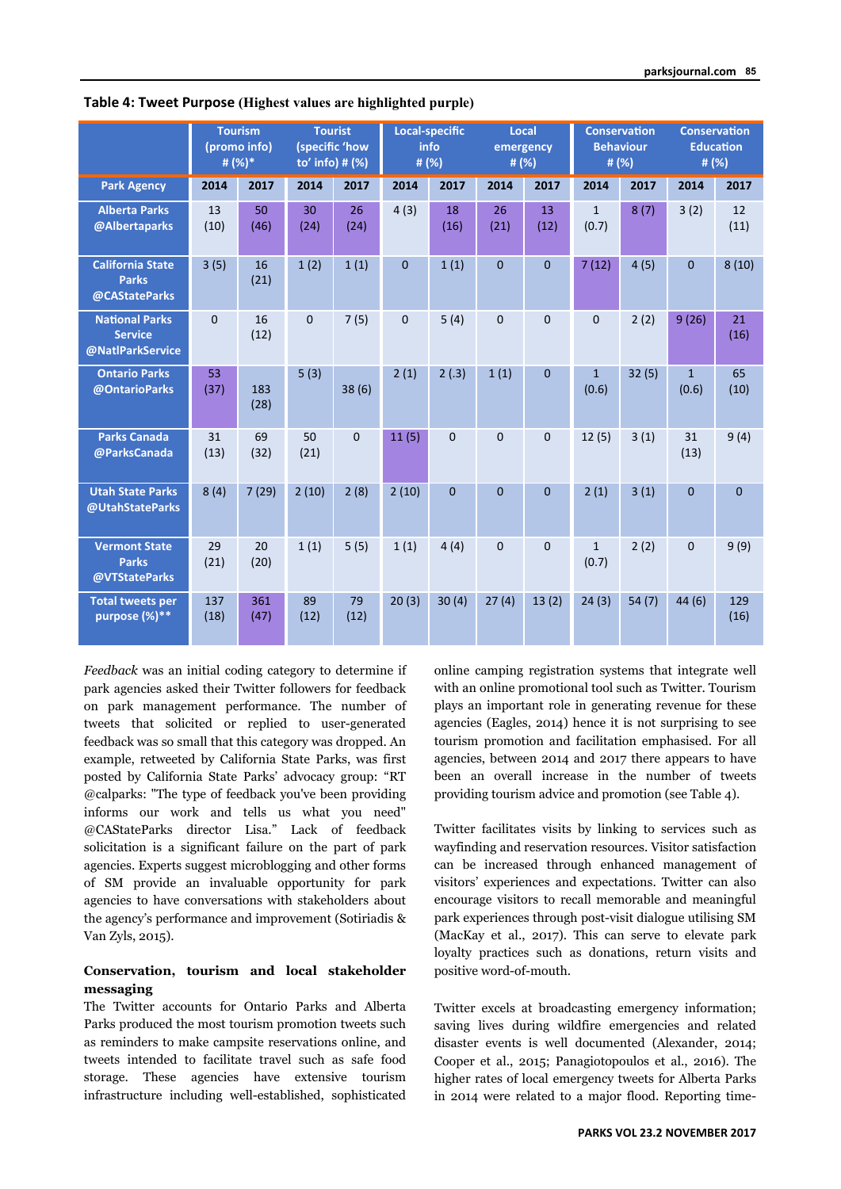**Table 4: Tweet Purpose** (Highest values are highlighted purple)

| | Tourism (promo info) # (%)* | | Tourist (specific 'how to' info) # (%) | | Local-specific info # (%) | | Local emergency # (%) | | Conservation Behaviour # (%) | | Conservation Education # (%) | |
|---|---|---|---|---|---|---|---|---|---|---|---|---|
| Park Agency | 2014 | 2017 | 2014 | 2017 | 2014 | 2017 | 2014 | 2017 | 2014 | 2017 | 2014 | 2017 |
| Alberta Parks @Albertaparks | 13 (10) | 50 (46) | 30 (24) | 26 (24) | 4 (3) | 18 (16) | 26 (21) | 13 (12) | 1 (0.7) | 8 (7) | 3 (2) | 12 (11) |
| California State Parks @CAStateParks | 3 (5) | 16 (21) | 1 (2) | 1 (1) | 0 | 1 (1) | 0 | 0 | 7 (12) | 4 (5) | 0 | 8 (10) |
| National Parks Service @NatlParkService | 0 | 16 (12) | 0 | 7 (5) | 0 | 5 (4) | 0 | 0 | 0 | 2 (2) | 9 (26) | 21 (16) |
| Ontario Parks @OntarioParks | 53 (37) | 183 (28) | 5 (3) | 38 (6) | 2 (1) | 2 (.3) | 1 (1) | 0 | 1 (0.6) | 32 (5) | 1 (0.6) | 65 (10) |
| Parks Canada @ParksCanada | 31 (13) | 69 (32) | 50 (21) | 0 | 11 (5) | 0 | 0 | 0 | 12 (5) | 3 (1) | 31 (13) | 9 (4) |
| Utah State Parks @UtahStateParks | 8 (4) | 7 (29) | 2 (10) | 2 (8) | 2 (10) | 0 | 0 | 0 | 2 (1) | 3 (1) | 0 | 0 |
| Vermont State Parks @VTStateParks | 29 (21) | 20 (20) | 1 (1) | 5 (5) | 1 (1) | 4 (4) | 0 | 0 | 1 (0.7) | 2 (2) | 0 | 9 (9) |
| Total tweets per purpose (%)** | 137 (18) | 361 (47) | 89 (12) | 79 (12) | 20 (3) | 30 (4) | 27 (4) | 13 (2) | 24 (3) | 54 (7) | 44 (6) | 129 (16) |

*Feedback* was an initial coding category to determine if park agencies asked their Twitter followers for feedback on park management performance. The number of tweets that solicited or replied to user-generated feedback was so small that this category was dropped. An example, retweeted by California State Parks, was first posted by California State Parks' advocacy group: "RT @calparks: "The type of feedback you've been providing informs our work and tells us what you need" @CAStateParks director Lisa." Lack of feedback solicitation is a significant failure on the part of park agencies. Experts suggest microblogging and other forms of SM provide an invaluable opportunity for park agencies to have conversations with stakeholders about the agency's performance and improvement (Sotiriadis & Van Zyls, 2015).

**Conservation, tourism and local stakeholder messaging**

The Twitter accounts for Ontario Parks and Alberta Parks produced the most tourism promotion tweets such as reminders to make campsite reservations online, and tweets intended to facilitate travel such as safe food storage. These agencies have extensive tourism infrastructure including well-established, sophisticated online camping registration systems that integrate well with an online promotional tool such as Twitter. Tourism plays an important role in generating revenue for these agencies (Eagles, 2014) hence it is not surprising to see tourism promotion and facilitation emphasised. For all agencies, between 2014 and 2017 there appears to have been an overall increase in the number of tweets providing tourism advice and promotion (see Table 4).

Twitter facilitates visits by linking to services such as wayfinding and reservation resources. Visitor satisfaction can be increased through enhanced management of visitors' experiences and expectations. Twitter can also encourage visitors to recall memorable and meaningful park experiences through post-visit dialogue utilising SM (MacKay et al., 2017). This can serve to elevate park loyalty practices such as donations, return visits and positive word-of-mouth.

Twitter excels at broadcasting emergency information; saving lives during wildfire emergencies and related disaster events is well documented (Alexander, 2014; Cooper et al., 2015; Panagiotopoulos et al., 2016). The higher rates of local emergency tweets for Alberta Parks in 2014 were related to a major flood. Reporting time-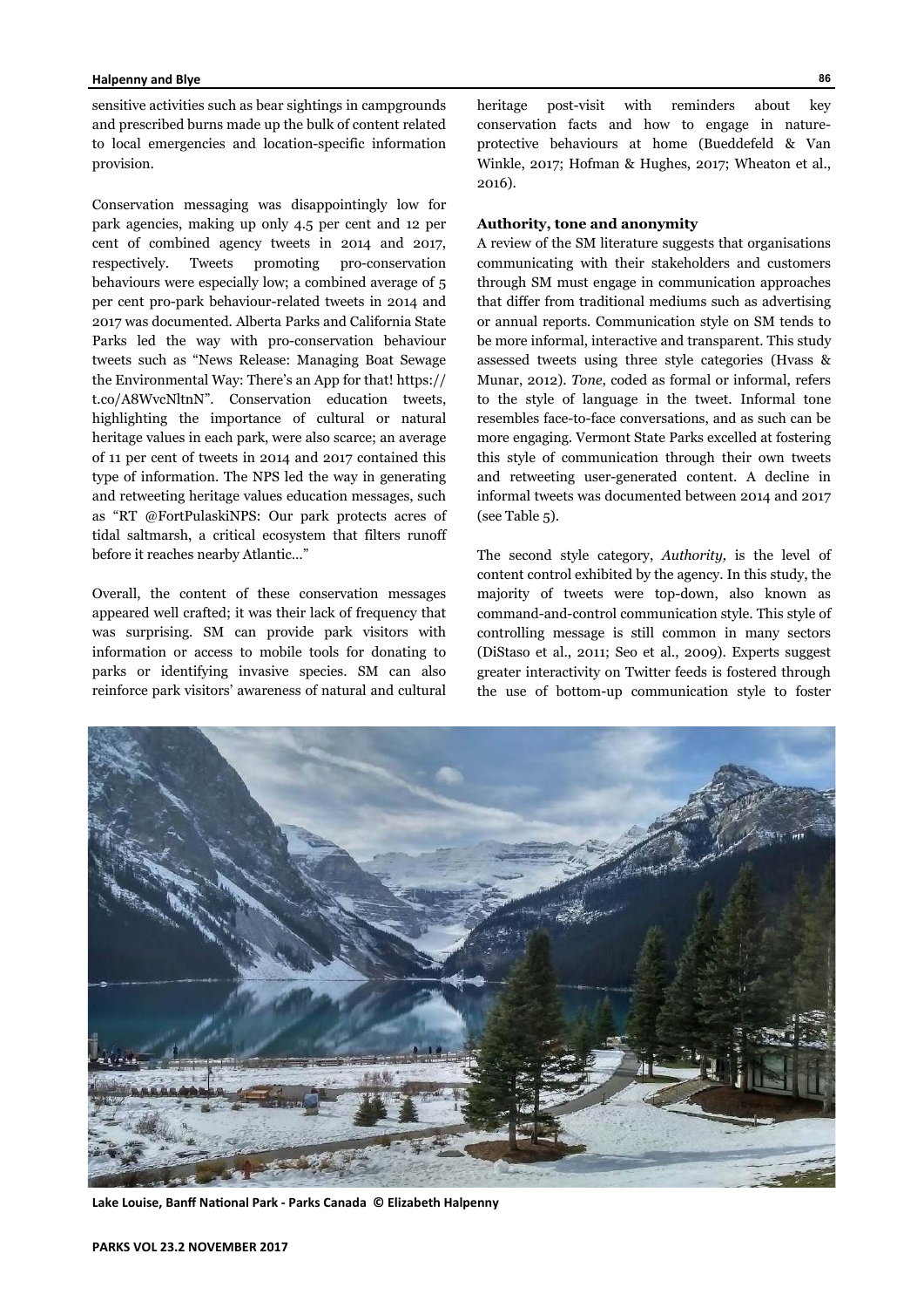sensitive activities such as bear sightings in campgrounds and prescribed burns made up the bulk of content related to local emergencies and location-specific information provision.

Conservation messaging was disappointingly low for park agencies, making up only 4.5 per cent and 12 per cent of combined agency tweets in 2014 and 2017, respectively. Tweets promoting pro-conservation behaviours were especially low; a combined average of 5 per cent pro-park behaviour-related tweets in 2014 and 2017 was documented. Alberta Parks and California State Parks led the way with pro-conservation behaviour tweets such as "News Release: Managing Boat Sewage the Environmental Way: There's an App for that! https://t.co/A8WvcNltnN". Conservation education tweets, highlighting the importance of cultural or natural heritage values in each park, were also scarce; an average of 11 per cent of tweets in 2014 and 2017 contained this type of information. The NPS led the way in generating and retweeting heritage values education messages, such as "RT @FortPulaskiNPS: Our park protects acres of tidal saltmarsh, a critical ecosystem that filters runoff before it reaches nearby Atlantic…"

Overall, the content of these conservation messages appeared well crafted; it was their lack of frequency that was surprising. SM can provide park visitors with information or access to mobile tools for donating to parks or identifying invasive species. SM can also reinforce park visitors' awareness of natural and cultural heritage post-visit with reminders about key conservation facts and how to engage in nature-protective behaviours at home (Bueddefeld & Van Winkle, 2017; Hofman & Hughes, 2017; Wheaton et al., 2016).

### Authority, tone and anonymity

A review of the SM literature suggests that organisations communicating with their stakeholders and customers through SM must engage in communication approaches that differ from traditional mediums such as advertising or annual reports. Communication style on SM tends to be more informal, interactive and transparent. This study assessed tweets using three style categories (Hvass & Munar, 2012). *Tone*, coded as formal or informal, refers to the style of language in the tweet. Informal tone resembles face-to-face conversations, and as such can be more engaging. Vermont State Parks excelled at fostering this style of communication through their own tweets and retweeting user-generated content. A decline in informal tweets was documented between 2014 and 2017 (see Table 5).

The second style category, *Authority,* is the level of content control exhibited by the agency. In this study, the majority of tweets were top-down, also known as command-and-control communication style. This style of controlling message is still common in many sectors (DiStaso et al., 2011; Seo et al., 2009). Experts suggest greater interactivity on Twitter feeds is fostered through the use of bottom-up communication style to foster

Lake Louise, Banff National Park - Parks Canada © Elizabeth Halpenny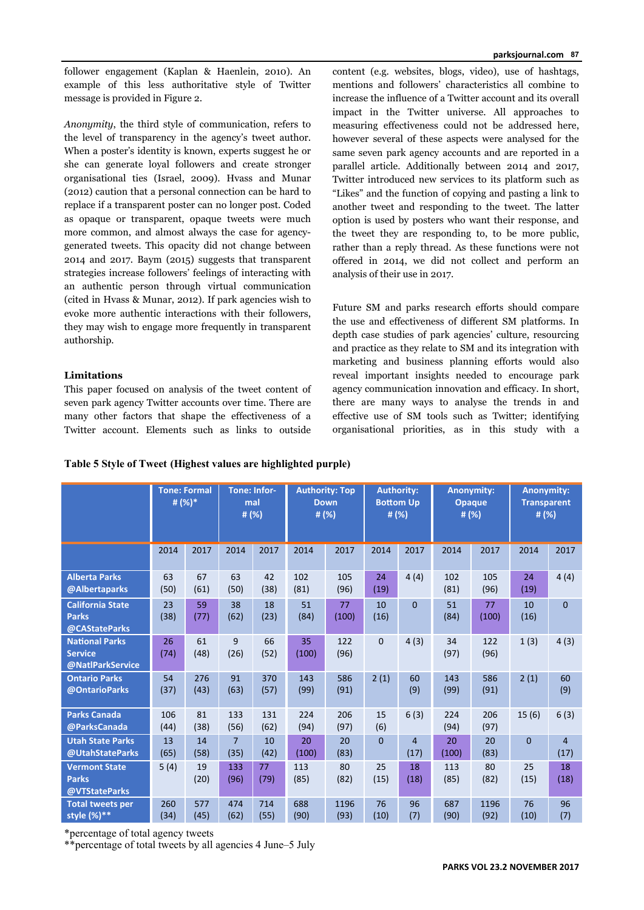follower engagement (Kaplan & Haenlein, 2010). An example of this less authoritative style of Twitter message is provided in Figure 2.

*Anonymity*, the third style of communication, refers to the level of transparency in the agency's tweet author. When a poster's identity is known, experts suggest he or she can generate loyal followers and create stronger organisational ties (Israel, 2009). Hvass and Munar (2012) caution that a personal connection can be hard to replace if a transparent poster can no longer post. Coded as opaque or transparent, opaque tweets were much more common, and almost always the case for agency-generated tweets. This opacity did not change between 2014 and 2017. Baym (2015) suggests that transparent strategies increase followers' feelings of interacting with an authentic person through virtual communication (cited in Hvass & Munar, 2012). If park agencies wish to evoke more authentic interactions with their followers, they may wish to engage more frequently in transparent authorship.

**Limitations**

This paper focused on analysis of the tweet content of seven park agency Twitter accounts over time. There are many other factors that shape the effectiveness of a Twitter account. Elements such as links to outside content (e.g. websites, blogs, video), use of hashtags, mentions and followers' characteristics all combine to increase the influence of a Twitter account and its overall impact in the Twitter universe. All approaches to measuring effectiveness could not be addressed here, however several of these aspects were analysed for the same seven park agency accounts and are reported in a parallel article. Additionally between 2014 and 2017, Twitter introduced new services to its platform such as "Likes" and the function of copying and pasting a link to another tweet and responding to the tweet. The latter option is used by posters who want their response, and the tweet they are responding to, to be more public, rather than a reply thread. As these functions were not offered in 2014, we did not collect and perform an analysis of their use in 2017.

Future SM and parks research efforts should compare the use and effectiveness of different SM platforms. In depth case studies of park agencies' culture, resourcing and practice as they relate to SM and its integration with marketing and business planning efforts would also reveal important insights needed to encourage park agency communication innovation and efficacy. In short, there are many ways to analyse the trends in and effective use of SM tools such as Twitter; identifying organisational priorities, as in this study with a

**Table 5 Style of Tweet (Highest values are highlighted purple)**

| | Tone: Formal # (%)* | | Tone: Informal # (%) | | Authority: Top Down # (%) | | Authority: Bottom Up # (%) | | Anonymity: Opaque # (%) | | Anonymity: Transparent # (%) | |
|---|---|---|---|---|---|---|---|---|---|---|---|---|
| | 2014 | 2017 | 2014 | 2017 | 2014 | 2017 | 2014 | 2017 | 2014 | 2017 | 2014 | 2017 |
| Alberta Parks @Albertaparks | 63 (50) | 67 (61) | 63 (50) | 42 (38) | 102 (81) | 105 (96) | 24 (19) | 4 (4) | 102 (81) | 105 (96) | 24 (19) | 4 (4) |
| California State Parks @CAStateParks | 23 (38) | 59 (77) | 38 (62) | 18 (23) | 51 (84) | 77 (100) | 10 (16) | 0 | 51 (84) | 77 (100) | 10 (16) | 0 |
| National Parks Service @NatlParkService | 26 (74) | 61 (48) | 9 (26) | 66 (52) | 35 (100) | 122 (96) | 0 | 4 (3) | 34 (97) | 122 (96) | 1 (3) | 4 (3) |
| Ontario Parks @OntarioParks | 54 (37) | 276 (43) | 91 (63) | 370 (57) | 143 (99) | 586 (91) | 2 (1) | 60 (9) | 143 (99) | 586 (91) | 2 (1) | 60 (9) |
| Parks Canada @ParksCanada | 106 (44) | 81 (38) | 133 (56) | 131 (62) | 224 (94) | 206 (97) | 15 (6) | 6 (3) | 224 (94) | 206 (97) | 15 (6) | 6 (3) |
| Utah State Parks @UtahStateParks | 13 (65) | 14 (58) | 7 (35) | 10 (42) | 20 (100) | 20 (83) | 0 | 4 (17) | 20 (100) | 20 (83) | 0 | 4 (17) |
| Vermont State Parks @VTStateParks | 5 (4) | 19 (20) | 133 (96) | 77 (79) | 113 (85) | 80 (82) | 25 (15) | 18 (18) | 113 (85) | 80 (82) | 25 (15) | 18 (18) |
| Total tweets per style (%)** | 260 (34) | 577 (45) | 474 (62) | 714 (55) | 688 (90) | 1196 (93) | 76 (10) | 96 (7) | 687 (90) | 1196 (92) | 76 (10) | 96 (7) |

*percentage of total agency tweets
**percentage of total tweets by all agencies 4 June–5 July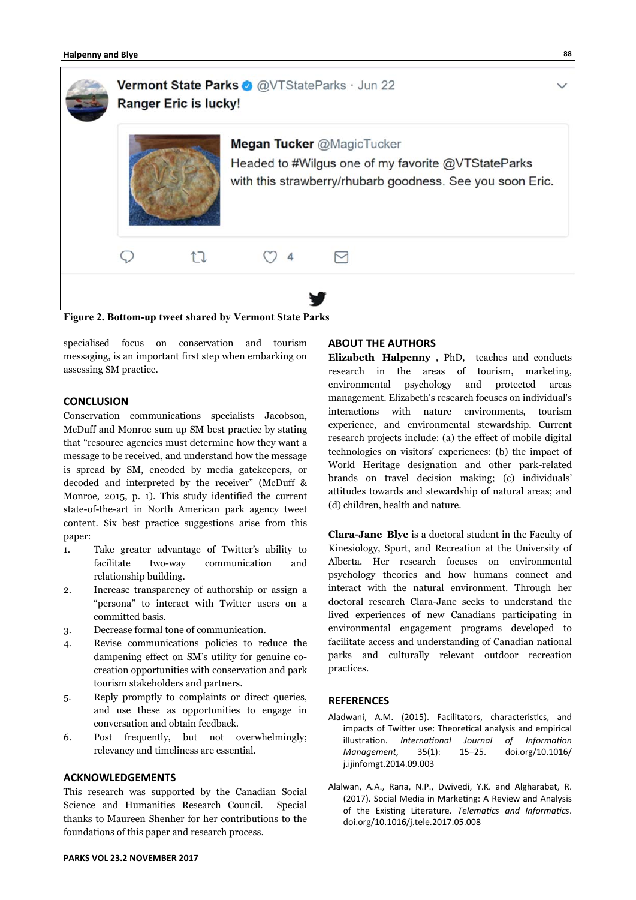Figure 2. Bottom-up tweet shared by Vermont State Parks

specialised focus on conservation and tourism messaging, is an important first step when embarking on assessing SM practice.

## CONCLUSION

Conservation communications specialists Jacobson, McDuff and Monroe sum up SM best practice by stating that "resource agencies must determine how they want a message to be received, and understand how the message is spread by SM, encoded by media gatekeepers, or decoded and interpreted by the receiver" (McDuff & Monroe, 2015, p. 1). This study identified the current state-of-the-art in North American park agency tweet content. Six best practice suggestions arise from this paper:

1. Take greater advantage of Twitter's ability to facilitate two-way communication and relationship building.
2. Increase transparency of authorship or assign a "persona" to interact with Twitter users on a committed basis.
3. Decrease formal tone of communication.
4. Revise communications policies to reduce the dampening effect on SM's utility for genuine co-creation opportunities with conservation and park tourism stakeholders and partners.
5. Reply promptly to complaints or direct queries, and use these as opportunities to engage in conversation and obtain feedback.
6. Post frequently, but not overwhelmingly; relevancy and timeliness are essential.

## ACKNOWLEDGEMENTS

This research was supported by the Canadian Social Science and Humanities Research Council. Special thanks to Maureen Shenher for her contributions to the foundations of this paper and research process.

## ABOUT THE AUTHORS

**Elizabeth Halpenny** , PhD, teaches and conducts research in the areas of tourism, marketing, environmental psychology and protected areas management. Elizabeth's research focuses on individual's interactions with nature environments, tourism experience, and environmental stewardship. Current research projects include: (a) the effect of mobile digital technologies on visitors' experiences: (b) the impact of World Heritage designation and other park-related brands on travel decision making; (c) individuals' attitudes towards and stewardship of natural areas; and (d) children, health and nature.

**Clara-Jane Blye** is a doctoral student in the Faculty of Kinesiology, Sport, and Recreation at the University of Alberta. Her research focuses on environmental psychology theories and how humans connect and interact with the natural environment. Through her doctoral research Clara-Jane seeks to understand the lived experiences of new Canadians participating in environmental engagement programs developed to facilitate access and understanding of Canadian national parks and culturally relevant outdoor recreation practices.

## REFERENCES

Aladwani, A.M. (2015). Facilitators, characteristics, and impacts of Twitter use: Theoretical analysis and empirical illustration. *International Journal of Information Management*, 35(1): 15–25. doi.org/10.1016/j.ijinfomgt.2014.09.003

Alalwan, A.A., Rana, N.P., Dwivedi, Y.K. and Algharabat, R. (2017). Social Media in Marketing: A Review and Analysis of the Existing Literature. *Telematics and Informatics*. doi.org/10.1016/j.tele.2017.05.008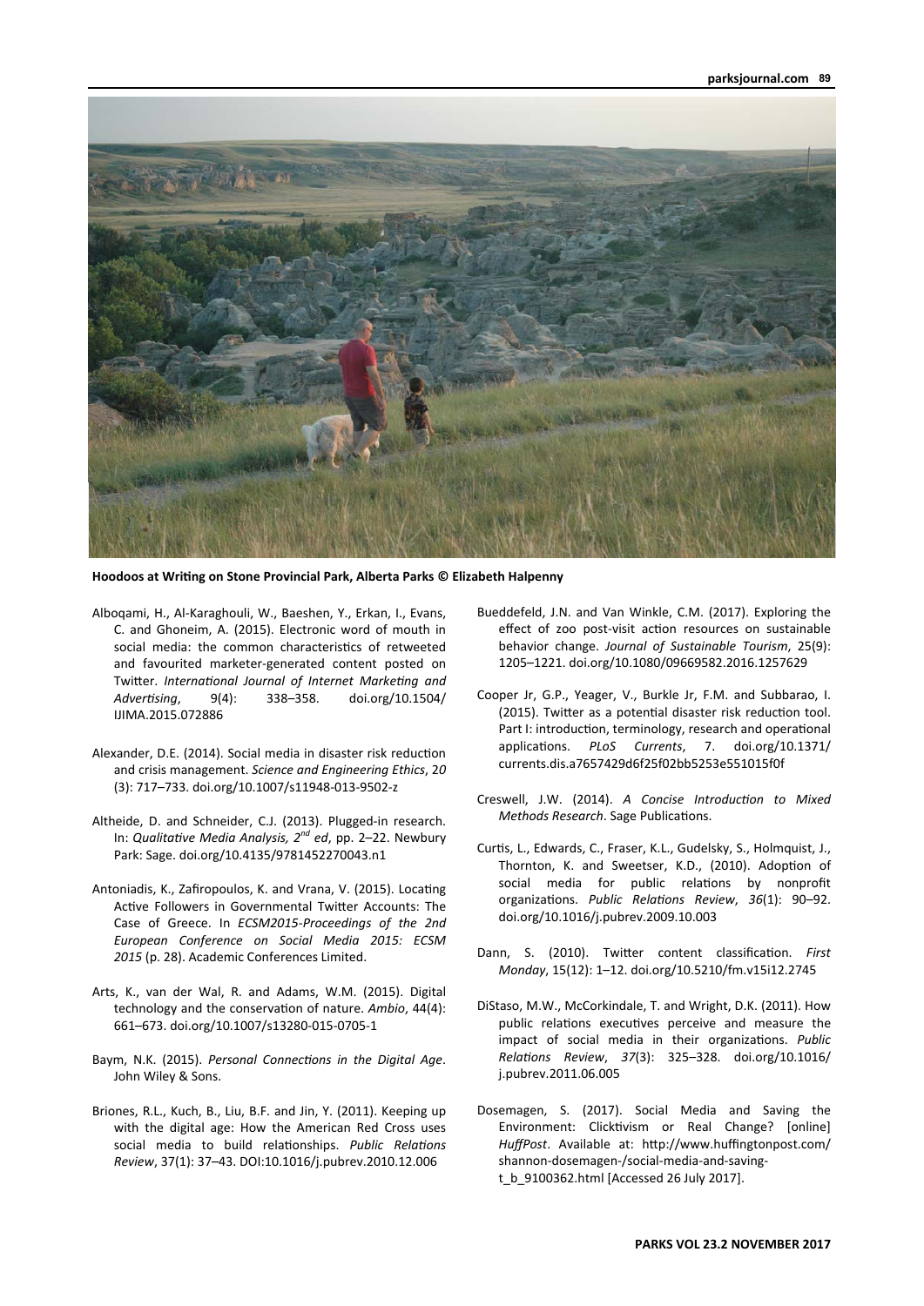**Hoodoos at Writing on Stone Provincial Park, Alberta Parks © Elizabeth Halpenny**

Alboqami, H., Al-Karaghouli, W., Baeshen, Y., Erkan, I., Evans, C. and Ghoneim, A. (2015). Electronic word of mouth in social media: the common characteristics of retweeted and favourited marketer-generated content posted on Twitter. *International Journal of Internet Marketing and Advertising*, 9(4): 338–358. doi.org/10.1504/IJIMA.2015.072886

Alexander, D.E. (2014). Social media in disaster risk reduction and crisis management. *Science and Engineering Ethics*, 20 (3): 717–733. doi.org/10.1007/s11948-013-9502-z

Altheide, D. and Schneider, C.J. (2013). Plugged-in research. In: *Qualitative Media Analysis, 2nd ed*, pp. 2–22. Newbury Park: Sage. doi.org/10.4135/9781452270043.n1

Antoniadis, K., Zafiropoulos, K. and Vrana, V. (2015). Locating Active Followers in Governmental Twitter Accounts: The Case of Greece. In *ECSM2015-Proceedings of the 2nd European Conference on Social Media 2015: ECSM 2015* (p. 28). Academic Conferences Limited.

Arts, K., van der Wal, R. and Adams, W.M. (2015). Digital technology and the conservation of nature. *Ambio*, 44(4): 661–673. doi.org/10.1007/s13280-015-0705-1

Baym, N.K. (2015). *Personal Connections in the Digital Age*. John Wiley & Sons.

Briones, R.L., Kuch, B., Liu, B.F. and Jin, Y. (2011). Keeping up with the digital age: How the American Red Cross uses social media to build relationships. *Public Relations Review*, 37(1): 37–43. DOI:10.1016/j.pubrev.2010.12.006

Bueddefeld, J.N. and Van Winkle, C.M. (2017). Exploring the effect of zoo post-visit action resources on sustainable behavior change. *Journal of Sustainable Tourism*, 25(9): 1205–1221. doi.org/10.1080/09669582.2016.1257629

Cooper Jr, G.P., Yeager, V., Burkle Jr, F.M. and Subbarao, I. (2015). Twitter as a potential disaster risk reduction tool. Part I: introduction, terminology, research and operational applications. *PLoS Currents*, 7. doi.org/10.1371/currents.dis.a7657429d6f25f02bb5253e551015f0f

Creswell, J.W. (2014). *A Concise Introduction to Mixed Methods Research*. Sage Publications.

Curtis, L., Edwards, C., Fraser, K.L., Gudelsky, S., Holmquist, J., Thornton, K. and Sweetser, K.D., (2010). Adoption of social media for public relations by nonprofit organizations. *Public Relations Review*, *36*(1): 90–92. doi.org/10.1016/j.pubrev.2009.10.003

Dann, S. (2010). Twitter content classification. *First Monday*, 15(12): 1–12. doi.org/10.5210/fm.v15i12.2745

DiStaso, M.W., McCorkindale, T. and Wright, D.K. (2011). How public relations executives perceive and measure the impact of social media in their organizations. *Public Relations Review*, *37*(3): 325–328. doi.org/10.1016/j.pubrev.2011.06.005

Dosemagen, S. (2017). Social Media and Saving the Environment: Clicktivism or Real Change? [online] *HuffPost*. Available at: http://www.huffingtonpost.com/shannon-dosemagen-/social-media-and-saving-t_b_9100362.html [Accessed 26 July 2017].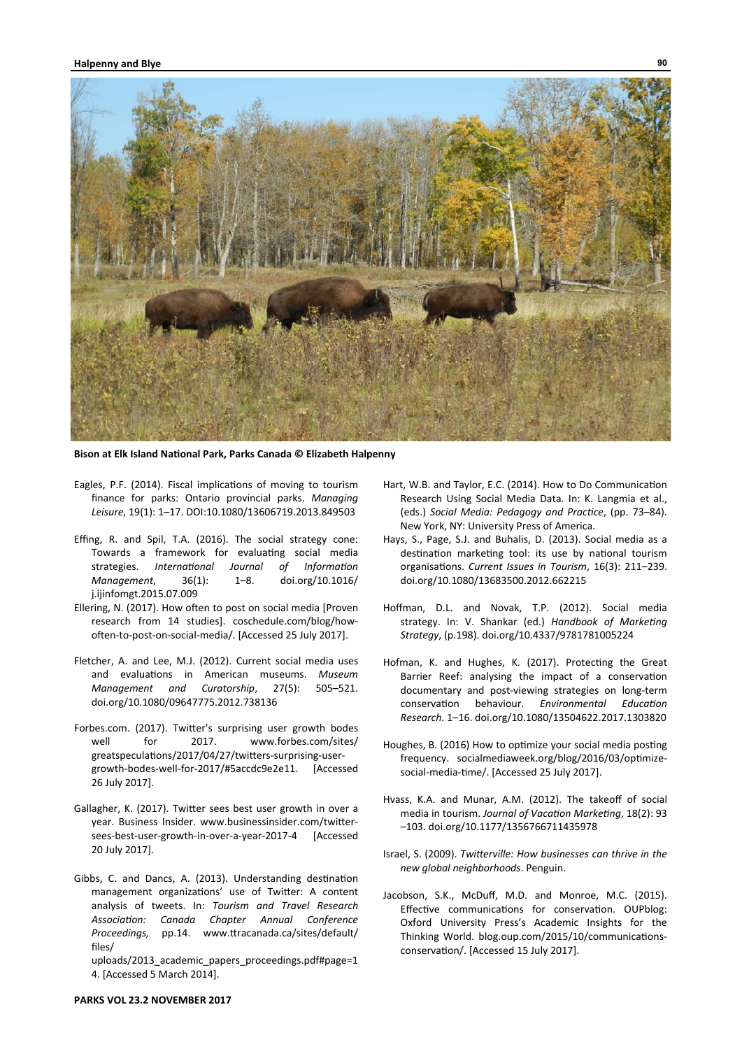**Bison at Elk Island National Park, Parks Canada © Elizabeth Halpenny**

Eagles, P.F. (2014). Fiscal implications of moving to tourism finance for parks: Ontario provincial parks. *Managing Leisure*, 19(1): 1–17. DOI:10.1080/13606719.2013.849503

Effing, R. and Spil, T.A. (2016). The social strategy cone: Towards a framework for evaluating social media strategies. *International Journal of Information Management*, 36(1): 1–8. doi.org/10.1016/j.ijinfomgt.2015.07.009

Ellering, N. (2017). How often to post on social media [Proven research from 14 studies]. coschedule.com/blog/how-often-to-post-on-social-media/. [Accessed 25 July 2017].

Fletcher, A. and Lee, M.J. (2012). Current social media uses and evaluations in American museums. *Museum Management and Curatorship*, 27(5): 505–521. doi.org/10.1080/09647775.2012.738136

Forbes.com. (2017). Twitter's surprising user growth bodes well for 2017. www.forbes.com/sites/greatspeculations/2017/04/27/twitters-surprising-user-growth-bodes-well-for-2017/#5accdc9e2e11. [Accessed 26 July 2017].

Gallagher, K. (2017). Twitter sees best user growth in over a year. Business Insider. www.businessinsider.com/twitter-sees-best-user-growth-in-over-a-year-2017-4 [Accessed 20 July 2017].

Gibbs, C. and Dancs, A. (2013). Understanding destination management organizations' use of Twitter: A content analysis of tweets. In: *Tourism and Travel Research Association: Canada Chapter Annual Conference Proceedings,* pp.14. www.ttracanada.ca/sites/default/files/uploads/2013_academic_papers_proceedings.pdf#page=14. [Accessed 5 March 2014].

Hart, W.B. and Taylor, E.C. (2014). How to Do Communication Research Using Social Media Data. In: K. Langmia et al., (eds.) *Social Media: Pedagogy and Practice*, (pp. 73–84). New York, NY: University Press of America.

Hays, S., Page, S.J. and Buhalis, D. (2013). Social media as a destination marketing tool: its use by national tourism organisations. *Current Issues in Tourism*, 16(3): 211–239. doi.org/10.1080/13683500.2012.662215

Hoffman, D.L. and Novak, T.P. (2012). Social media strategy. In: V. Shankar (ed.) *Handbook of Marketing Strategy*, (p.198). doi.org/10.4337/9781781005224

Hofman, K. and Hughes, K. (2017). Protecting the Great Barrier Reef: analysing the impact of a conservation documentary and post-viewing strategies on long-term conservation behaviour. *Environmental Education Research*. 1–16. doi.org/10.1080/13504622.2017.1303820

Houghes, B. (2016) How to optimize your social media posting frequency. socialmediaweek.org/blog/2016/03/optimize-social-media-time/. [Accessed 25 July 2017].

Hvass, K.A. and Munar, A.M. (2012). The takeoff of social media in tourism. *Journal of Vacation Marketing*, 18(2): 93–103. doi.org/10.1177/1356766711435978

Israel, S. (2009). *Twitterville: How businesses can thrive in the new global neighborhoods*. Penguin.

Jacobson, S.K., McDuff, M.D. and Monroe, M.C. (2015). Effective communications for conservation. OUPblog: Oxford University Press's Academic Insights for the Thinking World. blog.oup.com/2015/10/communications-conservation/. [Accessed 15 July 2017].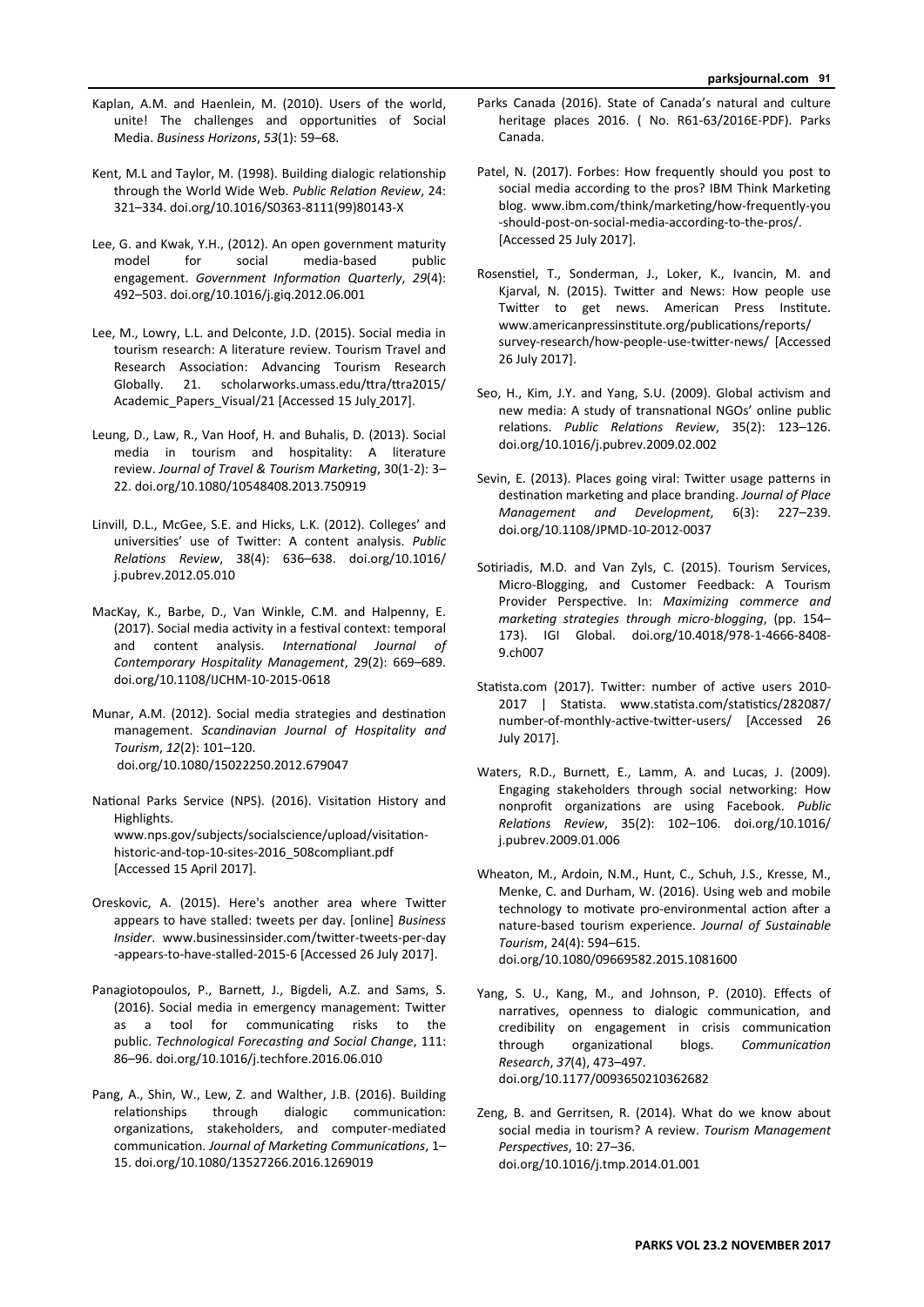Kaplan, A.M. and Haenlein, M. (2010). Users of the world, unite! The challenges and opportunities of Social Media. *Business Horizons*, *53*(1): 59–68.

Kent, M.L and Taylor, M. (1998). Building dialogic relationship through the World Wide Web. *Public Relation Review*, 24: 321–334. doi.org/10.1016/S0363-8111(99)80143-X

Lee, G. and Kwak, Y.H., (2012). An open government maturity model for social media-based public engagement. *Government Information Quarterly*, *29*(4): 492–503. doi.org/10.1016/j.giq.2012.06.001

Lee, M., Lowry, L.L. and Delconte, J.D. (2015). Social media in tourism research: A literature review. Tourism Travel and Research Association: Advancing Tourism Research Globally. 21. scholarworks.umass.edu/ttra/ttra2015/Academic_Papers_Visual/21 [Accessed 15 July 2017].

Leung, D., Law, R., Van Hoof, H. and Buhalis, D. (2013). Social media in tourism and hospitality: A literature review. *Journal of Travel & Tourism Marketing*, 30(1-2): 3–22. doi.org/10.1080/10548408.2013.750919

Linvill, D.L., McGee, S.E. and Hicks, L.K. (2012). Colleges' and universities' use of Twitter: A content analysis. *Public Relations Review*, 38(4): 636–638. doi.org/10.1016/j.pubrev.2012.05.010

MacKay, K., Barbe, D., Van Winkle, C.M. and Halpenny, E. (2017). Social media activity in a festival context: temporal and content analysis. *International Journal of Contemporary Hospitality Management*, 29(2): 669–689. doi.org/10.1108/IJCHM-10-2015-0618

Munar, A.M. (2012). Social media strategies and destination management. *Scandinavian Journal of Hospitality and Tourism*, *12*(2): 101–120. doi.org/10.1080/15022250.2012.679047

National Parks Service (NPS). (2016). Visitation History and Highlights. www.nps.gov/subjects/socialscience/upload/visitation-historic-and-top-10-sites-2016_508compliant.pdf [Accessed 15 April 2017].

Oreskovic, A. (2015). Here's another area where Twitter appears to have stalled: tweets per day. [online] *Business Insider*. www.businessinsider.com/twitter-tweets-per-day-appears-to-have-stalled-2015-6 [Accessed 26 July 2017].

Panagiotopoulos, P., Barnett, J., Bigdeli, A.Z. and Sams, S. (2016). Social media in emergency management: Twitter as a tool for communicating risks to the public. *Technological Forecasting and Social Change*, 111: 86–96. doi.org/10.1016/j.techfore.2016.06.010

Pang, A., Shin, W., Lew, Z. and Walther, J.B. (2016). Building relationships through dialogic communication: organizations, stakeholders, and computer-mediated communication. *Journal of Marketing Communications*, 1–15. doi.org/10.1080/13527266.2016.1269019

Parks Canada (2016). State of Canada's natural and culture heritage places 2016. ( No. R61-63/2016E-PDF). Parks Canada.

Patel, N. (2017). Forbes: How frequently should you post to social media according to the pros? IBM Think Marketing blog. www.ibm.com/think/marketing/how-frequently-you-should-post-on-social-media-according-to-the-pros/. [Accessed 25 July 2017].

Rosenstiel, T., Sonderman, J., Loker, K., Ivancin, M. and Kjarval, N. (2015). Twitter and News: How people use Twitter to get news. American Press Institute. www.americanpressinstitute.org/publications/reports/survey-research/how-people-use-twitter-news/ [Accessed 26 July 2017].

Seo, H., Kim, J.Y. and Yang, S.U. (2009). Global activism and new media: A study of transnational NGOs' online public relations. *Public Relations Review*, 35(2): 123–126. doi.org/10.1016/j.pubrev.2009.02.002

Sevin, E. (2013). Places going viral: Twitter usage patterns in destination marketing and place branding. *Journal of Place Management and Development*, 6(3): 227–239. doi.org/10.1108/JPMD-10-2012-0037

Sotiriadis, M.D. and Van Zyls, C. (2015). Tourism Services, Micro-Blogging, and Customer Feedback: A Tourism Provider Perspective. In: *Maximizing commerce and marketing strategies through micro-blogging*, (pp. 154–173). IGI Global. doi.org/10.4018/978-1-4666-8408-9.ch007

Statista.com (2017). Twitter: number of active users 2010-2017 | Statista. www.statista.com/statistics/282087/number-of-monthly-active-twitter-users/ [Accessed 26 July 2017].

Waters, R.D., Burnett, E., Lamm, A. and Lucas, J. (2009). Engaging stakeholders through social networking: How nonprofit organizations are using Facebook. *Public Relations Review*, 35(2): 102–106. doi.org/10.1016/j.pubrev.2009.01.006

Wheaton, M., Ardoin, N.M., Hunt, C., Schuh, J.S., Kresse, M., Menke, C. and Durham, W. (2016). Using web and mobile technology to motivate pro-environmental action after a nature-based tourism experience. *Journal of Sustainable Tourism*, 24(4): 594–615. doi.org/10.1080/09669582.2015.1081600

Yang, S. U., Kang, M., and Johnson, P. (2010). Effects of narratives, openness to dialogic communication, and credibility on engagement in crisis communication through organizational blogs. *Communication Research*, *37*(4), 473–497. doi.org/10.1177/0093650210362682

Zeng, B. and Gerritsen, R. (2014). What do we know about social media in tourism? A review. *Tourism Management Perspectives*, 10: 27–36. doi.org/10.1016/j.tmp.2014.01.001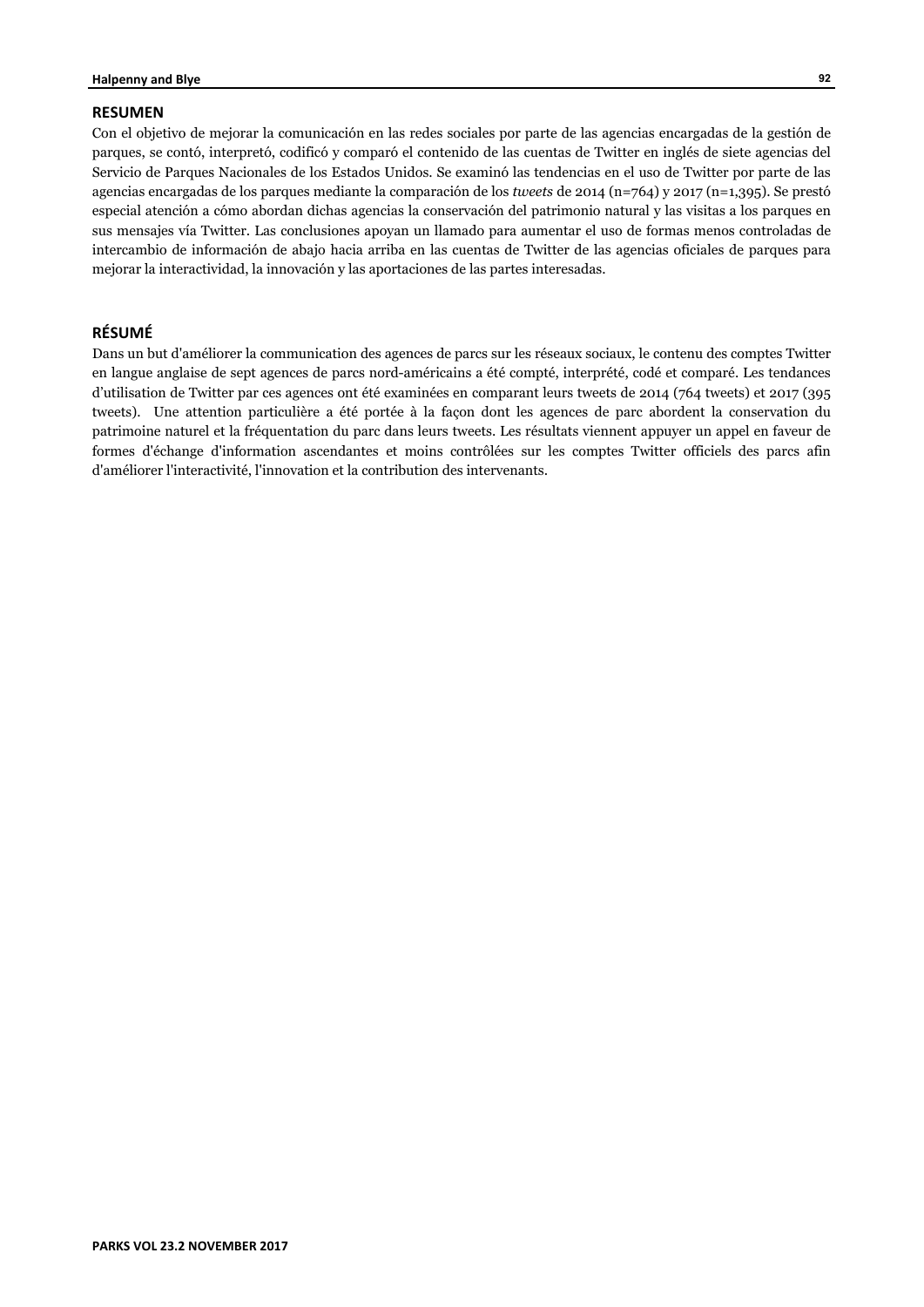## RESUMEN

Con el objetivo de mejorar la comunicación en las redes sociales por parte de las agencias encargadas de la gestión de parques, se contó, interpretó, codificó y comparó el contenido de las cuentas de Twitter en inglés de siete agencias del Servicio de Parques Nacionales de los Estados Unidos. Se examinó las tendencias en el uso de Twitter por parte de las agencias encargadas de los parques mediante la comparación de los *tweets* de 2014 (n=764) y 2017 (n=1,395). Se prestó especial atención a cómo abordan dichas agencias la conservación del patrimonio natural y las visitas a los parques en sus mensajes vía Twitter. Las conclusiones apoyan un llamado para aumentar el uso de formas menos controladas de intercambio de información de abajo hacia arriba en las cuentas de Twitter de las agencias oficiales de parques para mejorar la interactividad, la innovación y las aportaciones de las partes interesadas.

## RÉSUMÉ

Dans un but d'améliorer la communication des agences de parcs sur les réseaux sociaux, le contenu des comptes Twitter en langue anglaise de sept agences de parcs nord-américains a été compté, interprété, codé et comparé. Les tendances d'utilisation de Twitter par ces agences ont été examinées en comparant leurs tweets de 2014 (764 tweets) et 2017 (395 tweets). Une attention particulière a été portée à la façon dont les agences de parc abordent la conservation du patrimoine naturel et la fréquentation du parc dans leurs tweets. Les résultats viennent appuyer un appel en faveur de formes d'échange d'information ascendantes et moins contrôlées sur les comptes Twitter officiels des parcs afin d'améliorer l'interactivité, l'innovation et la contribution des intervenants.